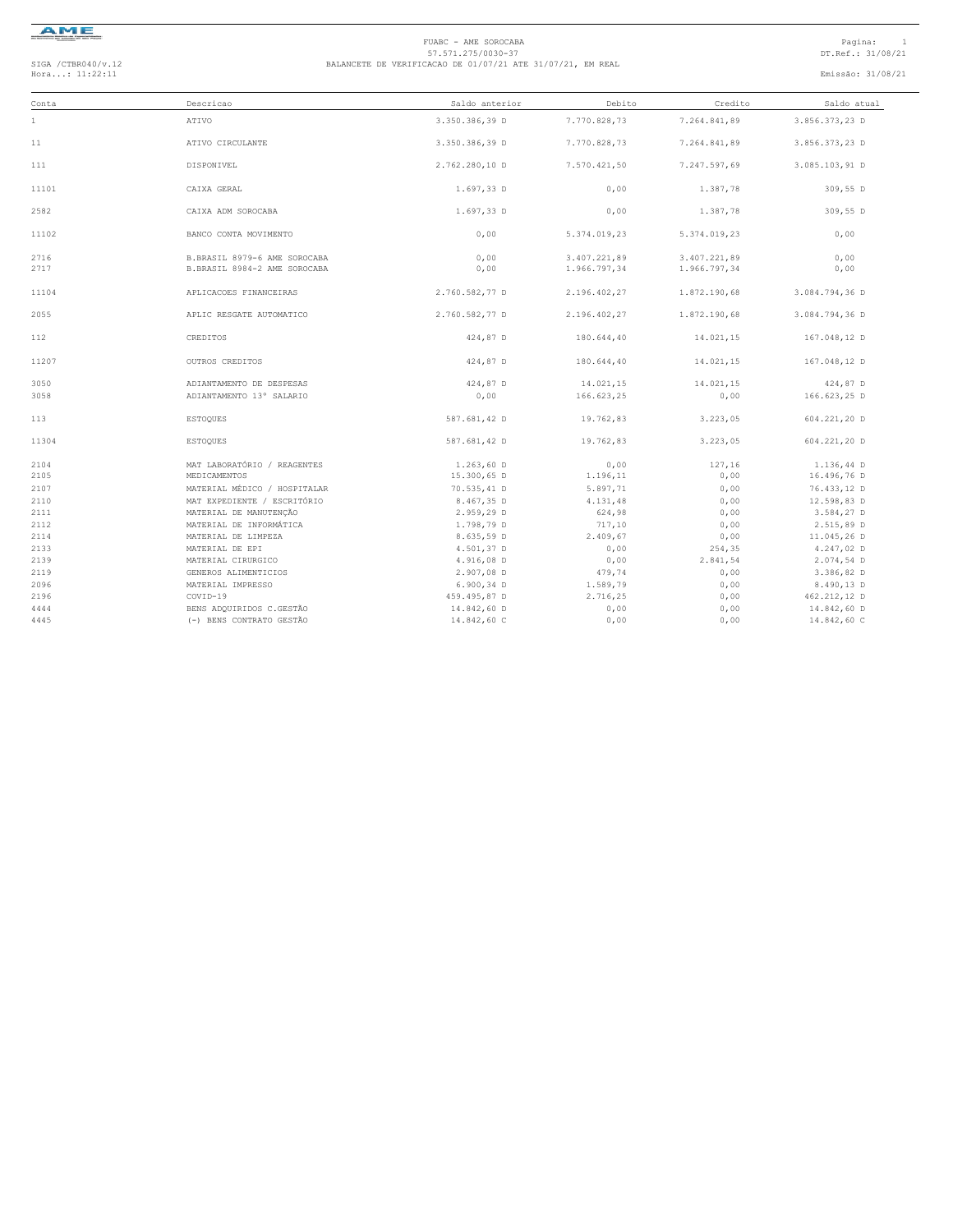FUABC - AME SOROCABA
57.571.275/0030-37
BALANCETE DE VERIFICACAO DE 01/07/21 ATE 31/07/21, EM REAL

SIGA /CTBR040/v.12
Hora...: 11:22:11

DT.Ref.: 31/08/21
Emissão: 31/08/21

| Conta | Descricao | Saldo anterior | Debito | Credito | Saldo atual |
|---|---|---|---|---|---|
| 1 | ATIVO | 3.350.386,39 D | 7.770.828,73 | 7.264.841,89 | 3.856.373,23 D |
| 11 | ATIVO CIRCULANTE | 3.350.386,39 D | 7.770.828,73 | 7.264.841,89 | 3.856.373,23 D |
| 111 | DISPONIVEL | 2.762.280,10 D | 7.570.421,50 | 7.247.597,69 | 3.085.103,91 D |
| 11101 | CAIXA GERAL | 1.697,33 D | 0,00 | 1.387,78 | 309,55 D |
| 2582 | CAIXA ADM SOROCABA | 1.697,33 D | 0,00 | 1.387,78 | 309,55 D |
| 11102 | BANCO CONTA MOVIMENTO | 0,00 | 5.374.019,23 | 5.374.019,23 | 0,00 |
| 2716 | B.BRASIL 8979-6 AME SOROCABA | 0,00 | 3.407.221,89 | 3.407.221,89 | 0,00 |
| 2717 | B.BRASIL 8984-2 AME SOROCABA | 0,00 | 1.966.797,34 | 1.966.797,34 | 0,00 |
| 11104 | APLICACOES FINANCEIRAS | 2.760.582,77 D | 2.196.402,27 | 1.872.190,68 | 3.084.794,36 D |
| 2055 | APLIC RESGATE AUTOMATICO | 2.760.582,77 D | 2.196.402,27 | 1.872.190,68 | 3.084.794,36 D |
| 112 | CREDITOS | 424,87 D | 180.644,40 | 14.021,15 | 167.048,12 D |
| 11207 | OUTROS CREDITOS | 424,87 D | 180.644,40 | 14.021,15 | 167.048,12 D |
| 3050 | ADIANTAMENTO DE DESPESAS | 424,87 D | 14.021,15 | 14.021,15 | 424,87 D |
| 3058 | ADIANTAMENTO 13º SALARIO | 0,00 | 166.623,25 | 0,00 | 166.623,25 D |
| 113 | ESTOQUES | 587.681,42 D | 19.762,83 | 3.223,05 | 604.221,20 D |
| 11304 | ESTOQUES | 587.681,42 D | 19.762,83 | 3.223,05 | 604.221,20 D |
| 2104 | MAT LABORATÓRIO / REAGENTES | 1.263,60 D | 0,00 | 127,16 | 1.136,44 D |
| 2105 | MEDICAMENTOS | 15.300,65 D | 1.196,11 | 0,00 | 16.496,76 D |
| 2107 | MATERIAL MÉDICO / HOSPITALAR | 70.535,41 D | 5.897,71 | 0,00 | 76.433,12 D |
| 2110 | MAT EXPEDIENTE / ESCRITÓRIO | 8.467,35 D | 4.131,48 | 0,00 | 12.598,83 D |
| 2111 | MATERIAL DE MANUTENÇÃO | 2.959,29 D | 624,98 | 0,00 | 3.584,27 D |
| 2112 | MATERIAL DE INFORMÁTICA | 1.798,79 D | 717,10 | 0,00 | 2.515,89 D |
| 2114 | MATERIAL DE LIMPEZA | 8.635,59 D | 2.409,67 | 0,00 | 11.045,26 D |
| 2133 | MATERIAL DE EPI | 4.501,37 D | 0,00 | 254,35 | 4.247,02 D |
| 2139 | MATERIAL CIRURGICO | 4.916,08 D | 0,00 | 2.841,54 | 2.074,54 D |
| 2119 | GENEROS ALIMENTICIOS | 2.907,08 D | 479,74 | 0,00 | 3.386,82 D |
| 2096 | MATERIAL IMPRESSO | 6.900,34 D | 1.589,79 | 0,00 | 8.490,13 D |
| 2196 | COVID-19 | 459.495,87 D | 2.716,25 | 0,00 | 462.212,12 D |
| 4444 | BENS ADQUIRIDOS C.GESTÃO | 14.842,60 D | 0,00 | 0,00 | 14.842,60 D |
| 4445 | (-) BENS CONTRATO GESTÃO | 14.842,60 C | 0,00 | 0,00 | 14.842,60 C |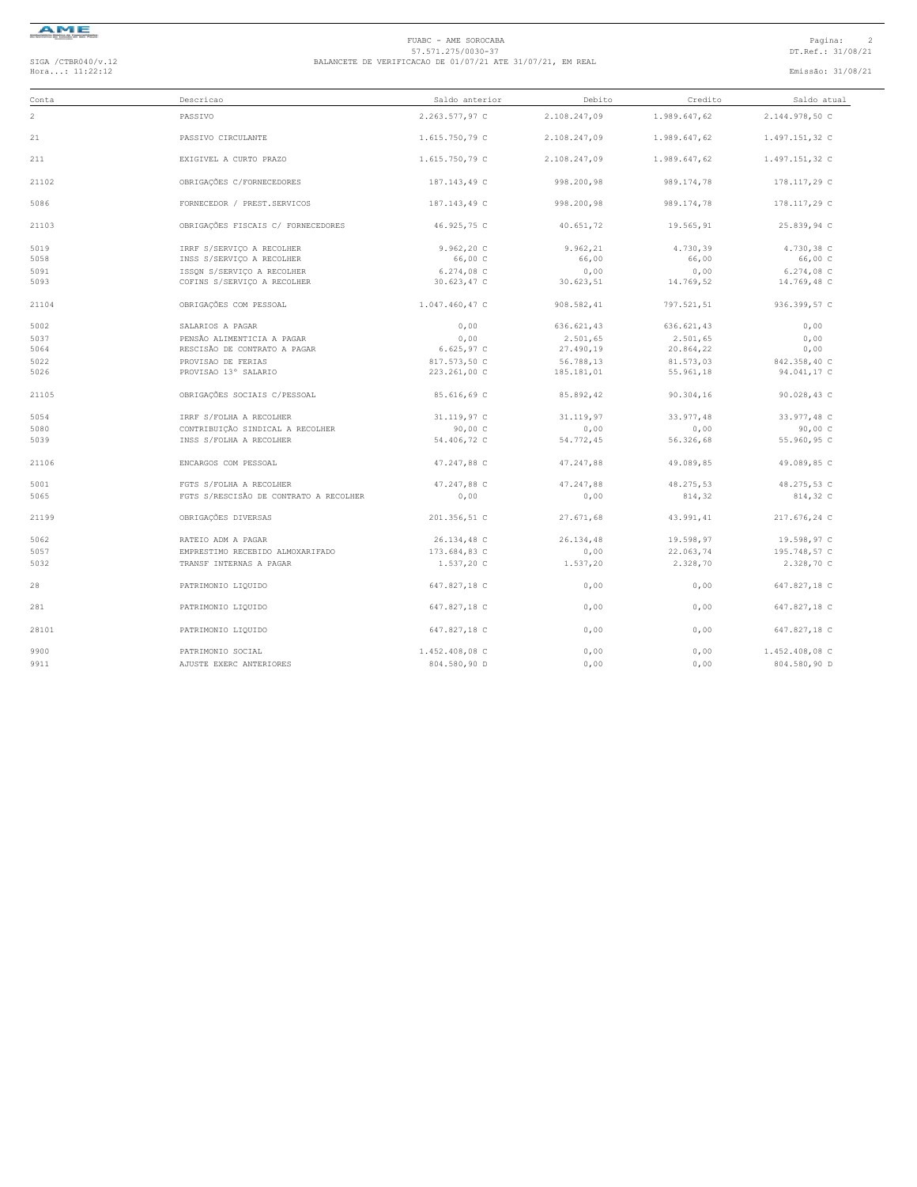FUABC - AME SOROCABA
57.571.275/0030-37
BALANCETE DE VERIFICACAO DE 01/07/21 ATE 31/07/21, EM REAL

SIGA /CTBR040/v.12
Hora...: 11:22:12

DT.Ref.: 31/08/21
Emissão: 31/08/21

| Conta | Descricao | Saldo anterior | Debito | Credito | Saldo atual |
|---|---|---|---|---|---|
| 2 | PASSIVO | 2.263.577,97 C | 2.108.247,09 | 1.989.647,62 | 2.144.978,50 C |
| 21 | PASSIVO CIRCULANTE | 1.615.750,79 C | 2.108.247,09 | 1.989.647,62 | 1.497.151,32 C |
| 211 | EXIGIVEL A CURTO PRAZO | 1.615.750,79 C | 2.108.247,09 | 1.989.647,62 | 1.497.151,32 C |
| 21102 | OBRIGAÇÕES C/FORNECEDORES | 187.143,49 C | 998.200,98 | 989.174,78 | 178.117,29 C |
| 5086 | FORNECEDOR / PREST.SERVICOS | 187.143,49 C | 998.200,98 | 989.174,78 | 178.117,29 C |
| 21103 | OBRIGAÇÕES FISCAIS C/ FORNECEDORES | 46.925,75 C | 40.651,72 | 19.565,91 | 25.839,94 C |
| 5019 | IRRF S/SERVIÇO A RECOLHER | 9.962,20 C | 9.962,21 | 4.730,39 | 4.730,38 C |
| 5058 | INSS S/SERVIÇO A RECOLHER | 66,00 C | 66,00 | 66,00 | 66,00 C |
| 5091 | ISSQN S/SERVIÇO A RECOLHER | 6.274,08 C | 0,00 | 0,00 | 6.274,08 C |
| 5093 | COFINS S/SERVIÇO A RECOLHER | 30.623,47 C | 30.623,51 | 14.769,52 | 14.769,48 C |
| 21104 | OBRIGAÇÕES COM PESSOAL | 1.047.460,47 C | 908.582,41 | 797.521,51 | 936.399,57 C |
| 5002 | SALARIOS A PAGAR | 0,00 | 636.621,43 | 636.621,43 | 0,00 |
| 5037 | PENSÃO ALIMENTICIA A PAGAR | 0,00 | 2.501,65 | 2.501,65 | 0,00 |
| 5064 | RESCISÃO DE CONTRATO A PAGAR | 6.625,97 C | 27.490,19 | 20.864,22 | 0,00 |
| 5022 | PROVISAO DE FERIAS | 817.573,50 C | 56.788,13 | 81.573,03 | 842.358,40 C |
| 5026 | PROVISAO 13° SALARIO | 223.261,00 C | 185.181,01 | 55.961,18 | 94.041,17 C |
| 21105 | OBRIGAÇÕES SOCIAIS C/PESSOAL | 85.616,69 C | 85.892,42 | 90.304,16 | 90.028,43 C |
| 5054 | IRRF S/FOLHA A RECOLHER | 31.119,97 C | 31.119,97 | 33.977,48 | 33.977,48 C |
| 5080 | CONTRIBUIÇÃO SINDICAL A RECOLHER | 90,00 C | 0,00 | 0,00 | 90,00 C |
| 5039 | INSS S/FOLHA A RECOLHER | 54.406,72 C | 54.772,45 | 56.326,68 | 55.960,95 C |
| 21106 | ENCARGOS COM PESSOAL | 47.247,88 C | 47.247,88 | 49.089,85 | 49.089,85 C |
| 5001 | FGTS S/FOLHA A RECOLHER | 47.247,88 C | 47.247,88 | 48.275,53 | 48.275,53 C |
| 5065 | FGTS S/RESCISÃO DE CONTRATO A RECOLHER | 0,00 | 0,00 | 814,32 | 814,32 C |
| 21199 | OBRIGAÇÕES DIVERSAS | 201.356,51 C | 27.671,68 | 43.991,41 | 217.676,24 C |
| 5062 | RATEIO ADM A PAGAR | 26.134,48 C | 26.134,48 | 19.598,97 | 19.598,97 C |
| 5057 | EMPRESTIMO RECEBIDO ALMOXARIFADO | 173.684,83 C | 0,00 | 22.063,74 | 195.748,57 C |
| 5032 | TRANSF INTERNAS A PAGAR | 1.537,20 C | 1.537,20 | 2.328,70 | 2.328,70 C |
| 28 | PATRIMONIO LIQUIDO | 647.827,18 C | 0,00 | 0,00 | 647.827,18 C |
| 281 | PATRIMONIO LIQUIDO | 647.827,18 C | 0,00 | 0,00 | 647.827,18 C |
| 28101 | PATRIMONIO LIQUIDO | 647.827,18 C | 0,00 | 0,00 | 647.827,18 C |
| 9900 | PATRIMONIO SOCIAL | 1.452.408,08 C | 0,00 | 0,00 | 1.452.408,08 C |
| 9911 | AJUSTE EXERC ANTERIORES | 804.580,90 D | 0,00 | 0,00 | 804.580,90 D |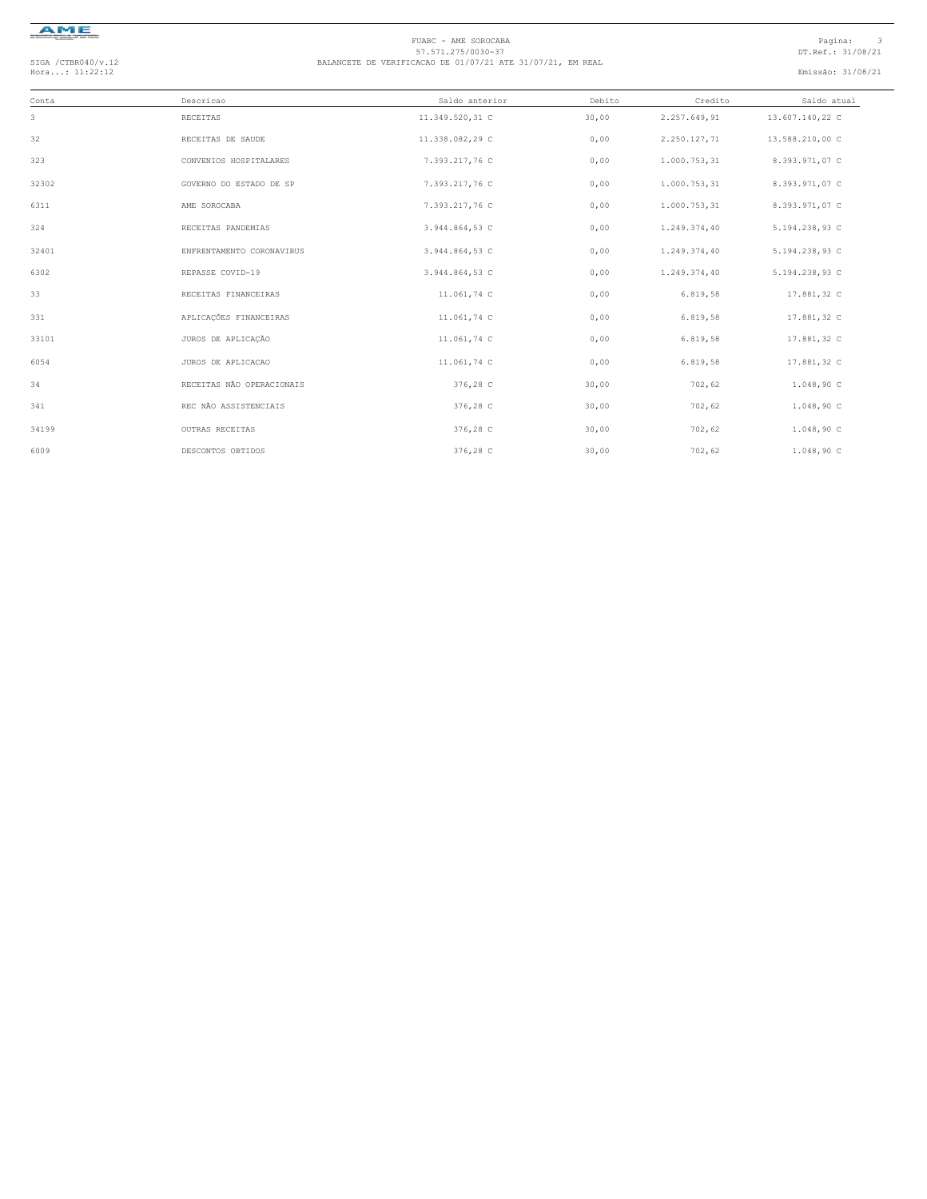FUABC - AME SOROCABA
57.571.275/0030-37
BALANCETE DE VERIFICACAO DE 01/07/21 ATE 31/07/21, EM REAL

SIGA /CTBR040/v.12
Hora...: 11:22:12

DT.Ref.: 31/08/21
Emissão: 31/08/21

| Conta | Descricao | Saldo anterior | Debito | Credito | Saldo atual |
|---|---|---|---|---|---|
| 3 | RECEITAS | 11.349.520,31 C | 30,00 | 2.257.649,91 | 13.607.140,22 C |
| 32 | RECEITAS DE SAUDE | 11.338.082,29 C | 0,00 | 2.250.127,71 | 13.588.210,00 C |
| 323 | CONVENIOS HOSPITALARES | 7.393.217,76 C | 0,00 | 1.000.753,31 | 8.393.971,07 C |
| 32302 | GOVERNO DO ESTADO DE SP | 7.393.217,76 C | 0,00 | 1.000.753,31 | 8.393.971,07 C |
| 6311 | AME SOROCABA | 7.393.217,76 C | 0,00 | 1.000.753,31 | 8.393.971,07 C |
| 324 | RECEITAS PANDEMIAS | 3.944.864,53 C | 0,00 | 1.249.374,40 | 5.194.238,93 C |
| 32401 | ENFRENTAMENTO CORONAVIRUS | 3.944.864,53 C | 0,00 | 1.249.374,40 | 5.194.238,93 C |
| 6302 | REPASSE COVID-19 | 3.944.864,53 C | 0,00 | 1.249.374,40 | 5.194.238,93 C |
| 33 | RECEITAS FINANCEIRAS | 11.061,74 C | 0,00 | 6.819,58 | 17.881,32 C |
| 331 | APLICAÇÕES FINANCEIRAS | 11.061,74 C | 0,00 | 6.819,58 | 17.881,32 C |
| 33101 | JUROS DE APLICAÇÃO | 11.061,74 C | 0,00 | 6.819,58 | 17.881,32 C |
| 6054 | JUROS DE APLICACAO | 11.061,74 C | 0,00 | 6.819,58 | 17.881,32 C |
| 34 | RECEITAS NÃO OPERACIONAIS | 376,28 C | 30,00 | 702,62 | 1.048,90 C |
| 341 | REC NÃO ASSISTENCIAIS | 376,28 C | 30,00 | 702,62 | 1.048,90 C |
| 34199 | OUTRAS RECEITAS | 376,28 C | 30,00 | 702,62 | 1.048,90 C |
| 6009 | DESCONTOS OBTIDOS | 376,28 C | 30,00 | 702,62 | 1.048,90 C |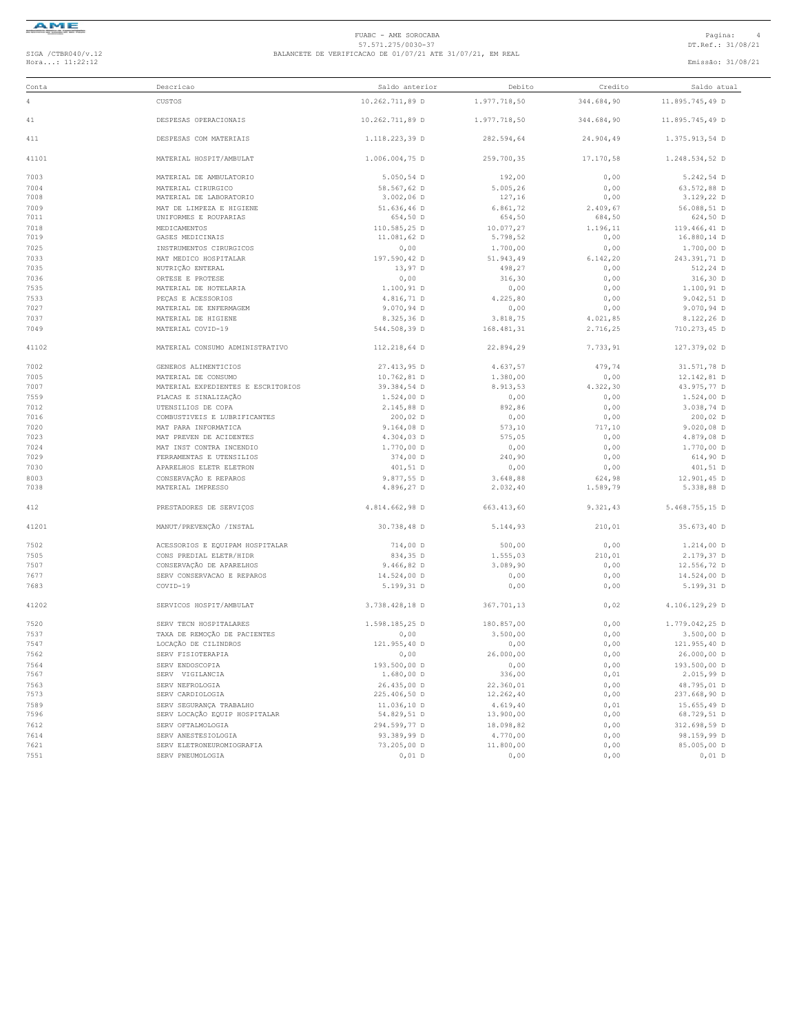FUABC - AME SOROCABA
57.571.275/0030-37
BALANCETE DE VERIFICACAO DE 01/07/21 ATE 31/07/21, EM REAL

SIGA /CTBR040/v.12
Hora...: 11:22:12

DT.Ref.: 31/08/21
Emissão: 31/08/21

| Conta | Descricao | Saldo anterior | Debito | Credito | Saldo atual |
|---|---|---|---|---|---|
| 4 | CUSTOS | 10.262.711,89 D | 1.977.718,50 | 344.684,90 | 11.895.745,49 D |
| 41 | DESPESAS OPERACIONAIS | 10.262.711,89 D | 1.977.718,50 | 344.684,90 | 11.895.745,49 D |
| 411 | DESPESAS COM MATERIAIS | 1.118.223,39 D | 282.594,64 | 24.904,49 | 1.375.913,54 D |
| 41101 | MATERIAL HOSPIT/AMBULAT | 1.006.004,75 D | 259.700,35 | 17.170,58 | 1.248.534,52 D |
| 7003 | MATERIAL DE AMBULATORIO | 5.050,54 D | 192,00 | 0,00 | 5.242,54 D |
| 7004 | MATERIAL CIRURGICO | 58.567,62 D | 5.005,26 | 0,00 | 63.572,88 D |
| 7008 | MATERIAL DE LABORATORIO | 3.002,06 D | 127,16 | 0,00 | 3.129,22 D |
| 7009 | MAT DE LIMPEZA E HIGIENE | 51.636,46 D | 6.861,72 | 2.409,67 | 56.088,51 D |
| 7011 | UNIFORMES E ROUPARIAS | 654,50 D | 654,50 | 684,50 | 624,50 D |
| 7018 | MEDICAMENTOS | 110.585,25 D | 10.077,27 | 1.196,11 | 119.466,41 D |
| 7019 | GASES MEDICINAIS | 11.081,62 D | 5.798,52 | 0,00 | 16.880,14 D |
| 7025 | INSTRUMENTOS CIRURGICOS | 0,00 | 1.700,00 | 0,00 | 1.700,00 D |
| 7033 | MAT MEDICO HOSPITALAR | 197.590,42 D | 51.943,49 | 6.142,20 | 243.391,71 D |
| 7035 | NUTRIÇÃO ENTERAL | 13,97 D | 498,27 | 0,00 | 512,24 D |
| 7036 | ORTESE E PROTESE | 0,00 | 316,30 | 0,00 | 316,30 D |
| 7535 | MATERIAL DE HOTELARIA | 1.100,91 D | 0,00 | 0,00 | 1.100,91 D |
| 7533 | PEÇAS E ACESSORIOS | 4.816,71 D | 4.225,80 | 0,00 | 9.042,51 D |
| 7027 | MATERIAL DE ENFERMAGEM | 9.070,94 D | 0,00 | 0,00 | 9.070,94 D |
| 7037 | MATERIAL DE HIGIENE | 8.325,36 D | 3.818,75 | 4.021,85 | 8.122,26 D |
| 7049 | MATERIAL COVID-19 | 544.508,39 D | 168.481,31 | 2.716,25 | 710.273,45 D |
| 41102 | MATERIAL CONSUMO ADMINISTRATIVO | 112.218,64 D | 22.894,29 | 7.733,91 | 127.379,02 D |
| 7002 | GENEROS ALIMENTICIOS | 27.413,95 D | 4.637,57 | 479,74 | 31.571,78 D |
| 7005 | MATERIAL DE CONSUMO | 10.762,81 D | 1.380,00 | 0,00 | 12.142,81 D |
| 7007 | MATERIAL EXPEDIENTES E ESCRITORIOS | 39.384,54 D | 8.913,53 | 4.322,30 | 43.975,77 D |
| 7559 | PLACAS E SINALIZAÇÃO | 1.524,00 D | 0,00 | 0,00 | 1.524,00 D |
| 7012 | UTENSILIOS DE COPA | 2.145,88 D | 892,86 | 0,00 | 3.038,74 D |
| 7016 | COMBUSTIVEIS E LUBRIFICANTES | 200,02 D | 0,00 | 0,00 | 200,02 D |
| 7020 | MAT PARA INFORMATICA | 9.164,08 D | 573,10 | 717,10 | 9.020,08 D |
| 7023 | MAT PREVEN DE ACIDENTES | 4.304,03 D | 575,05 | 0,00 | 4.879,08 D |
| 7024 | MAT INST CONTRA INCENDIO | 1.770,00 D | 0,00 | 0,00 | 1.770,00 D |
| 7029 | FERRAMENTAS E UTENSILIOS | 374,00 D | 240,90 | 0,00 | 614,90 D |
| 7030 | APARELHOS ELETR ELETRON | 401,51 D | 0,00 | 0,00 | 401,51 D |
| 8003 | CONSERVAÇÃO E REPAROS | 9.877,55 D | 3.648,88 | 624,98 | 12.901,45 D |
| 7038 | MATERIAL IMPRESSO | 4.896,27 D | 2.032,40 | 1.589,79 | 5.338,88 D |
| 412 | PRESTADORES DE SERVIÇOS | 4.814.662,98 D | 663.413,60 | 9.321,43 | 5.468.755,15 D |
| 41201 | MANUT/PREVENÇÃO /INSTAL | 30.738,48 D | 5.144,93 | 210,01 | 35.673,40 D |
| 7502 | ACESSORIOS E EQUIPAM HOSPITALAR | 714,00 D | 500,00 | 0,00 | 1.214,00 D |
| 7505 | CONS PREDIAL ELETR/HIDR | 834,35 D | 1.555,03 | 210,01 | 2.179,37 D |
| 7507 | CONSERVAÇÃO DE APARELHOS | 9.466,82 D | 3.089,90 | 0,00 | 12.556,72 D |
| 7677 | SERV CONSERVACAO E REPAROS | 14.524,00 D | 0,00 | 0,00 | 14.524,00 D |
| 7683 | COVID-19 | 5.199,31 D | 0,00 | 0,00 | 5.199,31 D |
| 41202 | SERVICOS HOSPIT/AMBULAT | 3.738.428,18 D | 367.701,13 | 0,02 | 4.106.129,29 D |
| 7520 | SERV TECN HOSPITALARES | 1.598.185,25 D | 180.857,00 | 0,00 | 1.779.042,25 D |
| 7537 | TAXA DE REMOÇÃO DE PACIENTES | 0,00 | 3.500,00 | 0,00 | 3.500,00 D |
| 7547 | LOCAÇÃO DE CILINDROS | 121.955,40 D | 0,00 | 0,00 | 121.955,40 D |
| 7562 | SERV FISIOTERAPIA | 0,00 | 26.000,00 | 0,00 | 26.000,00 D |
| 7564 | SERV ENDOSCOPIA | 193.500,00 D | 0,00 | 0,00 | 193.500,00 D |
| 7567 | SERV VIGILANCIA | 1.680,00 D | 336,00 | 0,01 | 2.015,99 D |
| 7563 | SERV NEFROLOGIA | 26.435,00 D | 22.360,01 | 0,00 | 48.795,01 D |
| 7573 | SERV CARDIOLOGIA | 225.406,50 D | 12.262,40 | 0,00 | 237.668,90 D |
| 7589 | SERV SEGURANÇA TRABALHO | 11.036,10 D | 4.619,40 | 0,01 | 15.655,49 D |
| 7596 | SERV LOCAÇÃO EQUIP HOSPITALAR | 54.829,51 D | 13.900,00 | 0,00 | 68.729,51 D |
| 7612 | SERV OFTALMOLOGIA | 294.599,77 D | 18.098,82 | 0,00 | 312.698,59 D |
| 7614 | SERV ANESTESIOLOGIA | 93.389,99 D | 4.770,00 | 0,00 | 98.159,99 D |
| 7621 | SERV ELETRONEUROMIOGRAFIA | 73.205,00 D | 11.800,00 | 0,00 | 85.005,00 D |
| 7551 | SERV PNEUMOLOGIA | 0,01 D | 0,00 | 0,00 | 0,01 D |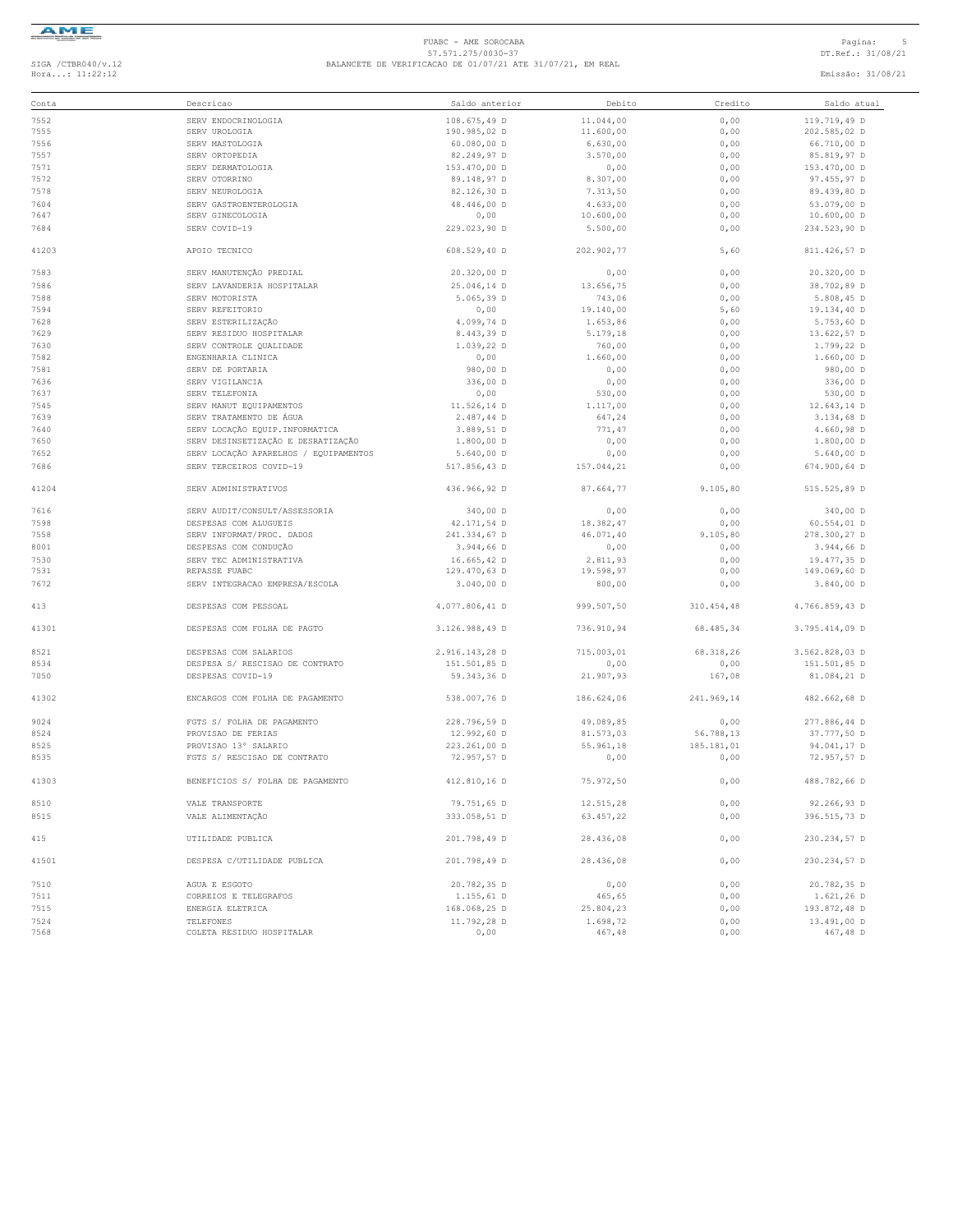| Conta | Descricao | Saldo anterior | Debito | Credito | Saldo atual |
|---|---|---|---|---|---|
| 7552 | SERV ENDOCRINOLOGIA | 108.675,49 D | 11.044,00 | 0,00 | 119.719,49 D |
| 7555 | SERV UROLOGIA | 190.985,02 D | 11.600,00 | 0,00 | 202.585,02 D |
| 7556 | SERV MASTOLOGIA | 60.080,00 D | 6.630,00 | 0,00 | 66.710,00 D |
| 7557 | SERV ORTOPEDIA | 82.249,97 D | 3.570,00 | 0,00 | 85.819,97 D |
| 7571 | SERV DERMATOLOGIA | 153.470,00 D | 0,00 | 0,00 | 153.470,00 D |
| 7572 | SERV OTORRINO | 89.148,97 D | 8.307,00 | 0,00 | 97.455,97 D |
| 7578 | SERV NEUROLOGIA | 82.126,30 D | 7.313,50 | 0,00 | 89.439,80 D |
| 7604 | SERV GASTROENTEROLOGIA | 48.446,00 D | 4.633,00 | 0,00 | 53.079,00 D |
| 7647 | SERV GINECOLOGIA | 0,00 | 10.600,00 | 0,00 | 10.600,00 D |
| 7684 | SERV COVID-19 | 229.023,90 D | 5.500,00 | 0,00 | 234.523,90 D |
| 41203 | APOIO TECNICO | 608.529,40 D | 202.902,77 | 5,60 | 811.426,57 D |
| 7583 | SERV MANUTENÇÃO PREDIAL | 20.320,00 D | 0,00 | 0,00 | 20.320,00 D |
| 7586 | SERV LAVANDERIA HOSPITALAR | 25.046,14 D | 13.656,75 | 0,00 | 38.702,89 D |
| 7588 | SERV MOTORISTA | 5.065,39 D | 743,06 | 0,00 | 5.808,45 D |
| 7594 | SERV REFEITORIO | 0,00 | 19.140,00 | 5,60 | 19.134,40 D |
| 7628 | SERV ESTERILIZAÇÃO | 4.099,74 D | 1.653,86 | 0,00 | 5.753,60 D |
| 7629 | SERV RESIDUO HOSPITALAR | 8.443,39 D | 5.179,18 | 0,00 | 13.622,57 D |
| 7630 | SERV CONTROLE QUALIDADE | 1.039,22 D | 760,00 | 0,00 | 1.799,22 D |
| 7582 | ENGENHARIA CLINICA | 0,00 | 1.660,00 | 0,00 | 1.660,00 D |
| 7581 | SERV DE PORTARIA | 980,00 D | 0,00 | 0,00 | 980,00 D |
| 7636 | SERV VIGILANCIA | 336,00 D | 0,00 | 0,00 | 336,00 D |
| 7637 | SERV TELEFONIA | 0,00 | 530,00 | 0,00 | 530,00 D |
| 7545 | SERV MANUT EQUIPAMENTOS | 11.526,14 D | 1.117,00 | 0,00 | 12.643,14 D |
| 7639 | SERV TRATAMENTO DE ÁGUA | 2.487,44 D | 647,24 | 0,00 | 3.134,68 D |
| 7640 | SERV LOCAÇÃO EQUIP.INFORMATICA | 3.889,51 D | 771,47 | 0,00 | 4.660,98 D |
| 7650 | SERV DESINSETIZAÇÃO E DESRATIZAÇÃO | 1.800,00 D | 0,00 | 0,00 | 1.800,00 D |
| 7652 | SERV LOCAÇÃO APARELHOS / EQUIPAMENTOS | 5.640,00 D | 0,00 | 0,00 | 5.640,00 D |
| 7686 | SERV TERCEIROS COVID-19 | 517.856,43 D | 157.044,21 | 0,00 | 674.900,64 D |
| 41204 | SERV ADMINISTRATIVOS | 436.966,92 D | 87.664,77 | 9.105,80 | 515.525,89 D |
| 7616 | SERV AUDIT/CONSULT/ASSESSORIA | 340,00 D | 0,00 | 0,00 | 340,00 D |
| 7598 | DESPESAS COM ALUGUEIS | 42.171,54 D | 18.382,47 | 0,00 | 60.554,01 D |
| 7558 | SERV INFORMAT/PROC. DADOS | 241.334,67 D | 46.071,40 | 9.105,80 | 278.300,27 D |
| 8001 | DESPESAS COM CONDUÇÃO | 3.944,66 D | 0,00 | 0,00 | 3.944,66 D |
| 7530 | SERV TEC ADMINISTRATIVA | 16.665,42 D | 2.811,93 | 0,00 | 19.477,35 D |
| 7531 | REPASSE FUABC | 129.470,63 D | 19.598,97 | 0,00 | 149.069,60 D |
| 7672 | SERV INTEGRACAO EMPRESA/ESCOLA | 3.040,00 D | 800,00 | 0,00 | 3.840,00 D |
| 413 | DESPESAS COM PESSOAL | 4.077.806,41 D | 999.507,50 | 310.454,48 | 4.766.859,43 D |
| 41301 | DESPESAS COM FOLHA DE PAGTO | 3.126.988,49 D | 736.910,94 | 68.485,34 | 3.795.414,09 D |
| 8521 | DESPESAS COM SALARIOS | 2.916.143,28 D | 715.003,01 | 68.318,26 | 3.562.828,03 D |
| 8534 | DESPESA S/ RESCISAO DE CONTRATO | 151.501,85 D | 0,00 | 0,00 | 151.501,85 D |
| 7050 | DESPESAS COVID-19 | 59.343,36 D | 21.907,93 | 167,08 | 81.084,21 D |
| 41302 | ENCARGOS COM FOLHA DE PAGAMENTO | 538.007,76 D | 186.624,06 | 241.969,14 | 482.662,68 D |
| 9024 | FGTS S/ FOLHA DE PAGAMENTO | 228.796,59 D | 49.089,85 | 0,00 | 277.886,44 D |
| 8524 | PROVISAO DE FERIAS | 12.992,60 D | 81.573,03 | 56.788,13 | 37.777,50 D |
| 8525 | PROVISAO 13° SALARIO | 223.261,00 D | 55.961,18 | 185.181,01 | 94.041,17 D |
| 8535 | FGTS S/ RESCISAO DE CONTRATO | 72.957,57 D | 0,00 | 0,00 | 72.957,57 D |
| 41303 | BENEFICIOS S/ FOLHA DE PAGAMENTO | 412.810,16 D | 75.972,50 | 0,00 | 488.782,66 D |
| 8510 | VALE TRANSPORTE | 79.751,65 D | 12.515,28 | 0,00 | 92.266,93 D |
| 8515 | VALE ALIMENTAÇÃO | 333.058,51 D | 63.457,22 | 0,00 | 396.515,73 D |
| 415 | UTILIDADE PUBLICA | 201.798,49 D | 28.436,08 | 0,00 | 230.234,57 D |
| 41501 | DESPESA C/UTILIDADE PUBLICA | 201.798,49 D | 28.436,08 | 0,00 | 230.234,57 D |
| 7510 | AGUA E ESGOTO | 20.782,35 D | 0,00 | 0,00 | 20.782,35 D |
| 7511 | CORREIOS E TELEGRAFOS | 1.155,61 D | 465,65 | 0,00 | 1.621,26 D |
| 7515 | ENERGIA ELETRICA | 168.068,25 D | 25.804,23 | 0,00 | 193.872,48 D |
| 7524 | TELEFONES | 11.792,28 D | 1.698,72 | 0,00 | 13.491,00 D |
| 7568 | COLETA RESIDUO HOSPITALAR | 0,00 | 467,48 | 0,00 | 467,48 D |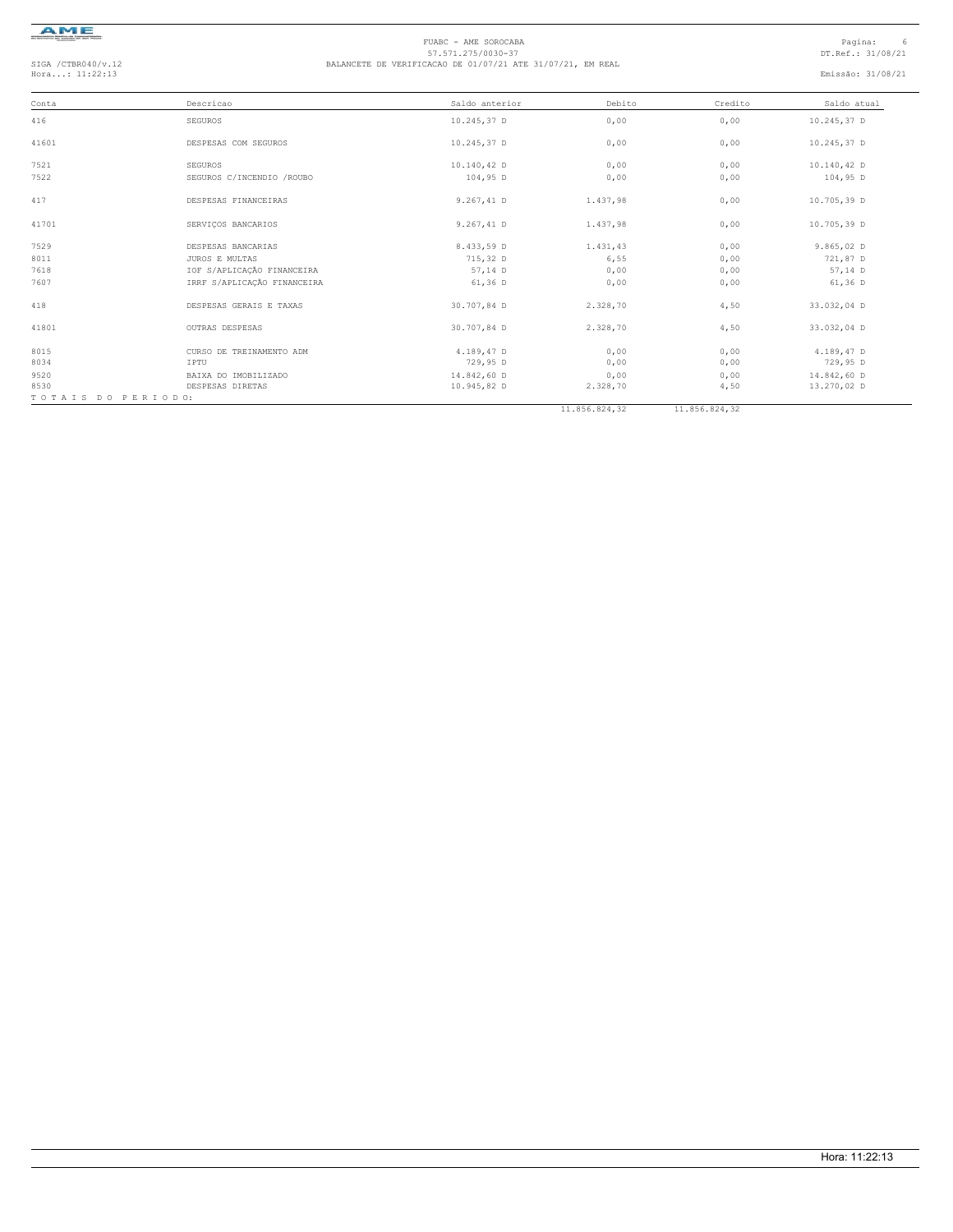FUABC - AME SOROCABA
57.571.275/0030-37
BALANCETE DE VERIFICACAO DE 01/07/21 ATE 31/07/21, EM REAL

SIGA /CTBR040/v.12
Hora...: 11:22:13

DT.Ref.: 31/08/21
Emissão: 31/08/21

| Conta | Descricao | Saldo anterior | Debito | Credito | Saldo atual |
|---|---|---|---|---|---|
| 416 | SEGUROS | 10.245,37 D | 0,00 | 0,00 | 10.245,37 D |
| 41601 | DESPESAS COM SEGUROS | 10.245,37 D | 0,00 | 0,00 | 10.245,37 D |
| 7521 | SEGUROS | 10.140,42 D | 0,00 | 0,00 | 10.140,42 D |
| 7522 | SEGUROS C/INCENDIO /ROUBO | 104,95 D | 0,00 | 0,00 | 104,95 D |
| 417 | DESPESAS FINANCEIRAS | 9.267,41 D | 1.437,98 | 0,00 | 10.705,39 D |
| 41701 | SERVIÇOS BANCARIOS | 9.267,41 D | 1.437,98 | 0,00 | 10.705,39 D |
| 7529 | DESPESAS BANCARIAS | 8.433,59 D | 1.431,43 | 0,00 | 9.865,02 D |
| 8011 | JUROS E MULTAS | 715,32 D | 6,55 | 0,00 | 721,87 D |
| 7618 | IOF S/APLICAÇÃO FINANCEIRA | 57,14 D | 0,00 | 0,00 | 57,14 D |
| 7607 | IRRF S/APLICAÇÃO FINANCEIRA | 61,36 D | 0,00 | 0,00 | 61,36 D |
| 418 | DESPESAS GERAIS E TAXAS | 30.707,84 D | 2.328,70 | 4,50 | 33.032,04 D |
| 41801 | OUTRAS DESPESAS | 30.707,84 D | 2.328,70 | 4,50 | 33.032,04 D |
| 8015 | CURSO DE TREINAMENTO ADM | 4.189,47 D | 0,00 | 0,00 | 4.189,47 D |
| 8034 | IPTU | 729,95 D | 0,00 | 0,00 | 729,95 D |
| 9520 | BAIXA DO IMOBILIZADO | 14.842,60 D | 0,00 | 0,00 | 14.842,60 D |
| 8530 | DESPESAS DIRETAS | 10.945,82 D | 2.328,70 | 4,50 | 13.270,02 D |
| T O T A I S D O P E R I O D O: | | | 11.856.824,32 | 11.856.824,32 | |

Hora: 11:22:13